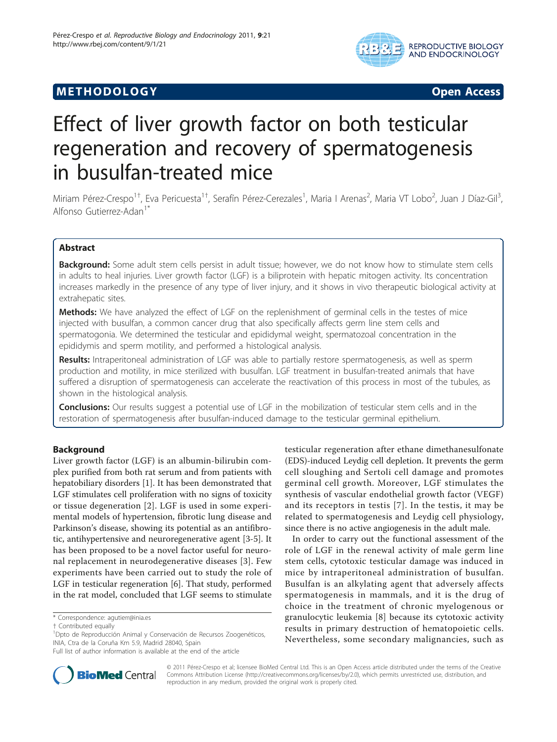## METHODOLOGY

Open Access

# Effect of liver growth factor on both testicular regeneration and recovery of spermatogenesis in busulfan-treated mice

Miriam Pérez-Crespo[1†], Eva Pericuesta[1†], Serafín Pérez-Cerezales[1], Maria I Arenas[2], Maria VT Lobo[2], Juan J Díaz-Gil[3], Alfonso Gutierrez-Adan[1*]

## Abstract

**Background:** Some adult stem cells persist in adult tissue; however, we do not know how to stimulate stem cells in adults to heal injuries. Liver growth factor (LGF) is a biliprotein with hepatic mitogen activity. Its concentration increases markedly in the presence of any type of liver injury, and it shows in vivo therapeutic biological activity at extrahepatic sites.

**Methods:** We have analyzed the effect of LGF on the replenishment of germinal cells in the testes of mice injected with busulfan, a common cancer drug that also specifically affects germ line stem cells and spermatogonia. We determined the testicular and epididymal weight, spermatozoal concentration in the epididymis and sperm motility, and performed a histological analysis.

**Results:** Intraperitoneal administration of LGF was able to partially restore spermatogenesis, as well as sperm production and motility, in mice sterilized with busulfan. LGF treatment in busulfan-treated animals that have suffered a disruption of spermatogenesis can accelerate the reactivation of this process in most of the tubules, as shown in the histological analysis.

**Conclusions:** Our results suggest a potential use of LGF in the mobilization of testicular stem cells and in the restoration of spermatogenesis after busulfan-induced damage to the testicular germinal epithelium.

## Background

Liver growth factor (LGF) is an albumin-bilirubin complex purified from both rat serum and from patients with hepatobiliary disorders [1]. It has been demonstrated that LGF stimulates cell proliferation with no signs of toxicity or tissue degeneration [2]. LGF is used in some experimental models of hypertension, fibrotic lung disease and Parkinson's disease, showing its potential as an antifibrotic, antihypertensive and neuroregenerative agent [3-5]. It has been proposed to be a novel factor useful for neuronal replacement in neurodegenerative diseases [3]. Few experiments have been carried out to study the role of LGF in testicular regeneration [6]. That study, performed in the rat model, concluded that LGF seems to stimulate testicular regeneration after ethane dimethanesulfonate (EDS)-induced Leydig cell depletion. It prevents the germ cell sloughing and Sertoli cell damage and promotes germinal cell growth. Moreover, LGF stimulates the synthesis of vascular endothelial growth factor (VEGF) and its receptors in testis [7]. In the testis, it may be related to spermatogenesis and Leydig cell physiology, since there is no active angiogenesis in the adult male.

In order to carry out the functional assessment of the role of LGF in the renewal activity of male germ line stem cells, cytotoxic testicular damage was induced in mice by intraperitoneal administration of busulfan. Busulfan is an alkylating agent that adversely affects spermatogenesis in mammals, and it is the drug of choice in the treatment of chronic myelogenous or granulocytic leukemia [8] because its cytotoxic activity results in primary destruction of hematopoietic cells. Nevertheless, some secondary malignancies, such as

\* Correspondence: agutierr@inia.es
† Contributed equally
[1]Dpto de Reproducción Animal y Conservación de Recursos Zoogenéticos, INIA, Ctra de la Coruña Km 5.9, Madrid 28040, Spain
Full list of author information is available at the end of the article

© 2011 Pérez-Crespo et al; licensee BioMed Central Ltd. This is an Open Access article distributed under the terms of the Creative Commons Attribution License (http://creativecommons.org/licenses/by/2.0), which permits unrestricted use, distribution, and reproduction in any medium, provided the original work is properly cited.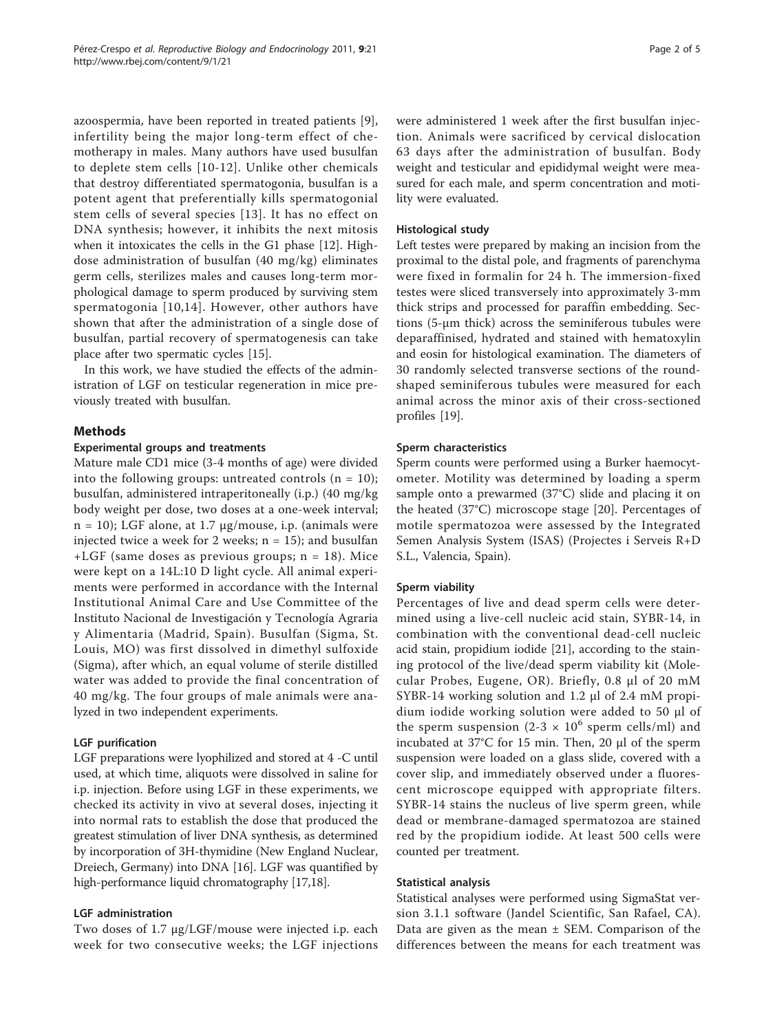azoospermia, have been reported in treated patients [9], infertility being the major long-term effect of chemotherapy in males. Many authors have used busulfan to deplete stem cells [10-12]. Unlike other chemicals that destroy differentiated spermatogonia, busulfan is a potent agent that preferentially kills spermatogonial stem cells of several species [13]. It has no effect on DNA synthesis; however, it inhibits the next mitosis when it intoxicates the cells in the G1 phase [12]. High-dose administration of busulfan (40 mg/kg) eliminates germ cells, sterilizes males and causes long-term morphological damage to sperm produced by surviving stem spermatogonia [10,14]. However, other authors have shown that after the administration of a single dose of busulfan, partial recovery of spermatogenesis can take place after two spermatic cycles [15].

In this work, we have studied the effects of the administration of LGF on testicular regeneration in mice previously treated with busulfan.

## Methods

### Experimental groups and treatments

Mature male CD1 mice (3-4 months of age) were divided into the following groups: untreated controls (n = 10); busulfan, administered intraperitoneally (i.p.) (40 mg/kg body weight per dose, two doses at a one-week interval; n = 10); LGF alone, at 1.7 μg/mouse, i.p. (animals were injected twice a week for 2 weeks; n = 15); and busulfan +LGF (same doses as previous groups; n = 18). Mice were kept on a 14L:10 D light cycle. All animal experiments were performed in accordance with the Internal Institutional Animal Care and Use Committee of the Instituto Nacional de Investigación y Tecnología Agraria y Alimentaria (Madrid, Spain). Busulfan (Sigma, St. Louis, MO) was first dissolved in dimethyl sulfoxide (Sigma), after which, an equal volume of sterile distilled water was added to provide the final concentration of 40 mg/kg. The four groups of male animals were analyzed in two independent experiments.

### LGF purification

LGF preparations were lyophilized and stored at 4 -C until used, at which time, aliquots were dissolved in saline for i.p. injection. Before using LGF in these experiments, we checked its activity in vivo at several doses, injecting it into normal rats to establish the dose that produced the greatest stimulation of liver DNA synthesis, as determined by incorporation of 3H-thymidine (New England Nuclear, Dreiech, Germany) into DNA [16]. LGF was quantified by high-performance liquid chromatography [17,18].

### LGF administration

Two doses of 1.7 μg/LGF/mouse were injected i.p. each week for two consecutive weeks; the LGF injections were administered 1 week after the first busulfan injection. Animals were sacrificed by cervical dislocation 63 days after the administration of busulfan. Body weight and testicular and epididymal weight were measured for each male, and sperm concentration and motility were evaluated.

### Histological study

Left testes were prepared by making an incision from the proximal to the distal pole, and fragments of parenchyma were fixed in formalin for 24 h. The immersion-fixed testes were sliced transversely into approximately 3-mm thick strips and processed for paraffin embedding. Sections (5-μm thick) across the seminiferous tubules were deparaffinised, hydrated and stained with hematoxylin and eosin for histological examination. The diameters of 30 randomly selected transverse sections of the round-shaped seminiferous tubules were measured for each animal across the minor axis of their cross-sectioned profiles [19].

### Sperm characteristics

Sperm counts were performed using a Burker haemocytometer. Motility was determined by loading a sperm sample onto a prewarmed (37°C) slide and placing it on the heated (37°C) microscope stage [20]. Percentages of motile spermatozoa were assessed by the Integrated Semen Analysis System (ISAS) (Projectes i Serveis R+D S.L., Valencia, Spain).

### Sperm viability

Percentages of live and dead sperm cells were determined using a live-cell nucleic acid stain, SYBR-14, in combination with the conventional dead-cell nucleic acid stain, propidium iodide [21], according to the staining protocol of the live/dead sperm viability kit (Molecular Probes, Eugene, OR). Briefly, 0.8 μl of 20 mM SYBR-14 working solution and 1.2 μl of 2.4 mM propidium iodide working solution were added to 50 μl of the sperm suspension (2-3 × $10^6$ sperm cells/ml) and incubated at 37°C for 15 min. Then, 20 μl of the sperm suspension were loaded on a glass slide, covered with a cover slip, and immediately observed under a fluorescent microscope equipped with appropriate filters. SYBR-14 stains the nucleus of live sperm green, while dead or membrane-damaged spermatozoa are stained red by the propidium iodide. At least 500 cells were counted per treatment.

### Statistical analysis

Statistical analyses were performed using SigmaStat version 3.1.1 software (Jandel Scientific, San Rafael, CA). Data are given as the mean ± SEM. Comparison of the differences between the means for each treatment was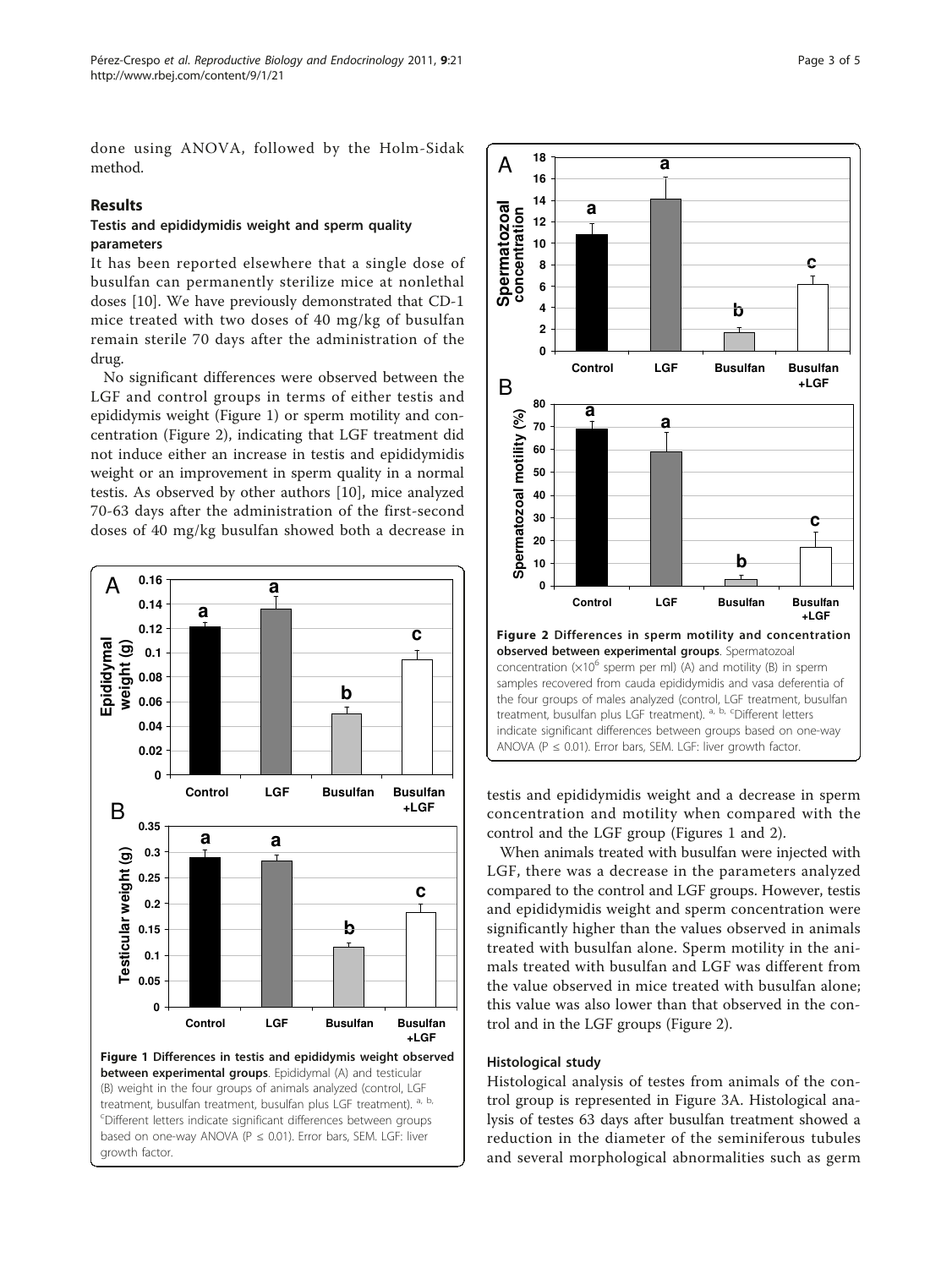done using ANOVA, followed by the Holm-Sidak method.

## Results

### Testis and epididymidis weight and sperm quality parameters

It has been reported elsewhere that a single dose of busulfan can permanently sterilize mice at nonlethal doses [10]. We have previously demonstrated that CD-1 mice treated with two doses of 40 mg/kg of busulfan remain sterile 70 days after the administration of the drug.

No significant differences were observed between the LGF and control groups in terms of either testis and epididymis weight (Figure 1) or sperm motility and concentration (Figure 2), indicating that LGF treatment did not induce either an increase in testis and epididymidis weight or an improvement in sperm quality in a normal testis. As observed by other authors [10], mice analyzed 70-63 days after the administration of the first-second doses of 40 mg/kg busulfan showed both a decrease in testis and epididymidis weight and a decrease in sperm concentration and motility when compared with the control and the LGF group (Figures 1 and 2).

When animals treated with busulfan were injected with LGF, there was a decrease in the parameters analyzed compared to the control and LGF groups. However, testis and epididymidis weight and sperm concentration were significantly higher than the values observed in animals treated with busulfan alone. Sperm motility in the animals treated with busulfan and LGF was different from the value observed in mice treated with busulfan alone; this value was also lower than that observed in the control and in the LGF groups (Figure 2).

**Figure 1 Differences in testis and epididymis weight observed between experimental groups**. Epididymal (A) and testicular (B) weight in the four groups of animals analyzed (control, LGF treatment, busulfan treatment, busulfan plus LGF treatment). [a, b, c]Different letters indicate significant differences between groups based on one-way ANOVA ($P \leq 0.01$). Error bars, SEM. LGF: liver growth factor.

**Figure 2 Differences in sperm motility and concentration observed between experimental groups**. Spermatozoal concentration ($\times 10^6$ sperm per ml) (A) and motility (B) in sperm samples recovered from cauda epididymidis and vasa deferentia of the four groups of males analyzed (control, LGF treatment, busulfan treatment, busulfan plus LGF treatment). [a, b, c]Different letters indicate significant differences between groups based on one-way ANOVA ($P \leq 0.01$). Error bars, SEM. LGF: liver growth factor.

### Histological study

Histological analysis of testes from animals of the control group is represented in Figure 3A. Histological analysis of testes 63 days after busulfan treatment showed a reduction in the diameter of the seminiferous tubules and several morphological abnormalities such as germ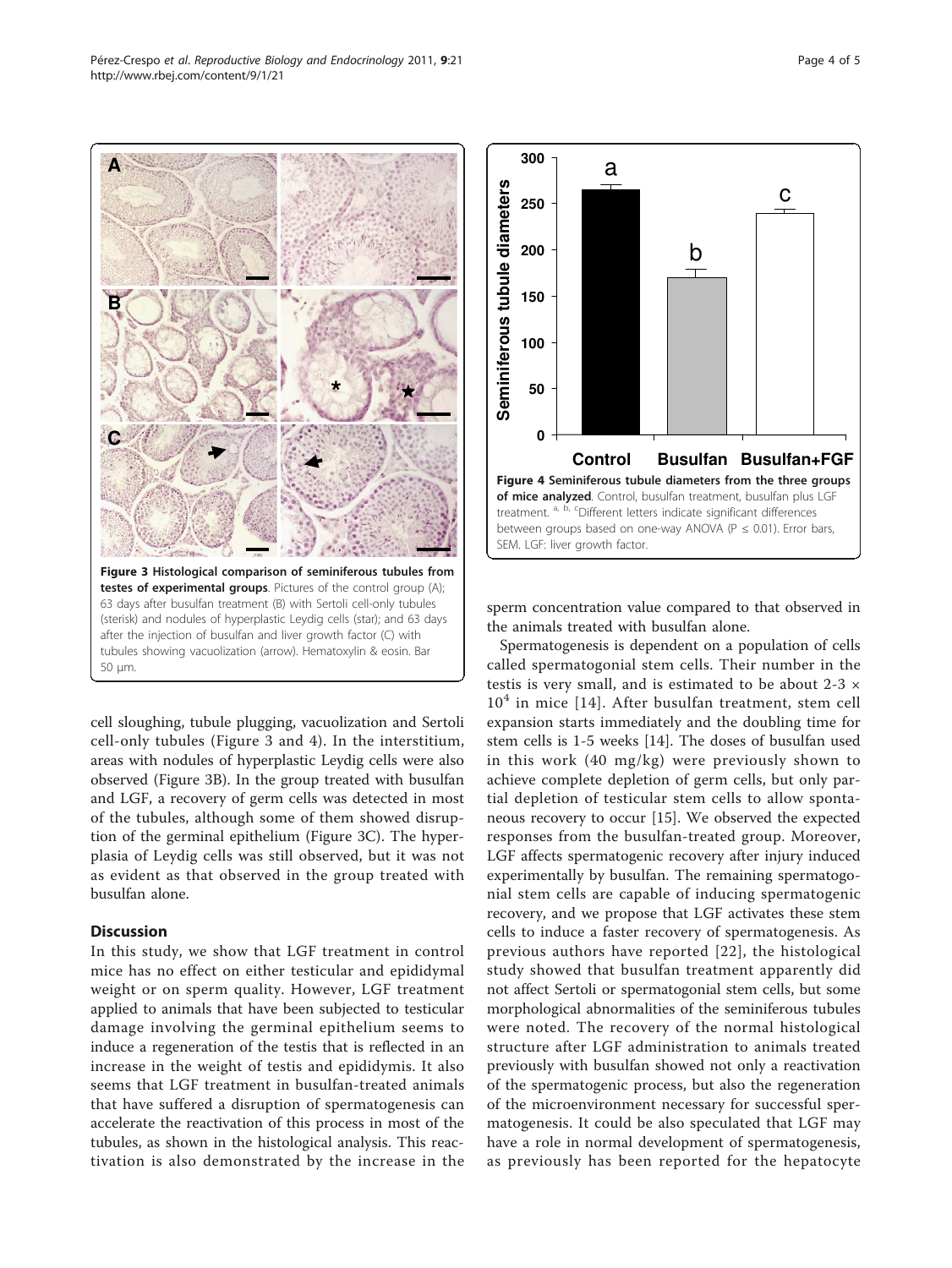Figure 3 Histological comparison of seminiferous tubules from testes of experimental groups. Pictures of the control group (A); 63 days after busulfan treatment (B) with Sertoli cell-only tubules (sterisk) and nodules of hyperplastic Leydig cells (star); and 63 days after the injection of busulfan and liver growth factor (C) with tubules showing vacuolization (arrow). Hematoxylin & eosin. Bar 50 μm.

cell sloughing, tubule plugging, vacuolization and Sertoli cell-only tubules (Figure 3 and 4). In the interstitium, areas with nodules of hyperplastic Leydig cells were also observed (Figure 3B). In the group treated with busulfan and LGF, a recovery of germ cells was detected in most of the tubules, although some of them showed disruption of the germinal epithelium (Figure 3C). The hyperplasia of Leydig cells was still observed, but it was not as evident as that observed in the group treated with busulfan alone.

## Discussion

In this study, we show that LGF treatment in control mice has no effect on either testicular and epididymal weight or on sperm quality. However, LGF treatment applied to animals that have been subjected to testicular damage involving the germinal epithelium seems to induce a regeneration of the testis that is reflected in an increase in the weight of testis and epididymis. It also seems that LGF treatment in busulfan-treated animals that have suffered a disruption of spermatogenesis can accelerate the reactivation of this process in most of the tubules, as shown in the histological analysis. This reactivation is also demonstrated by the increase in the sperm concentration value compared to that observed in the animals treated with busulfan alone.

Figure 4 Seminiferous tubule diameters from the three groups of mice analyzed. Control, busulfan treatment, busulfan plus LGF treatment. [a, b, c]Different letters indicate significant differences between groups based on one-way ANOVA (P ≤ 0.01). Error bars, SEM. LGF: liver growth factor.

Spermatogenesis is dependent on a population of cells called spermatogonial stem cells. Their number in the testis is very small, and is estimated to be about $2\text{-}3 \times 10^4$ in mice [14]. After busulfan treatment, stem cell expansion starts immediately and the doubling time for stem cells is 1-5 weeks [14]. The doses of busulfan used in this work (40 mg/kg) were previously shown to achieve complete depletion of germ cells, but only partial depletion of testicular stem cells to allow spontaneous recovery to occur [15]. We observed the expected responses from the busulfan-treated group. Moreover, LGF affects spermatogenic recovery after injury induced experimentally by busulfan. The remaining spermatogonial stem cells are capable of inducing spermatogenic recovery, and we propose that LGF activates these stem cells to induce a faster recovery of spermatogenesis. As previous authors have reported [22], the histological study showed that busulfan treatment apparently did not affect Sertoli or spermatogonial stem cells, but some morphological abnormalities of the seminiferous tubules were noted. The recovery of the normal histological structure after LGF administration to animals treated previously with busulfan showed not only a reactivation of the spermatogenic process, but also the regeneration of the microenvironment necessary for successful spermatogenesis. It could be also speculated that LGF may have a role in normal development of spermatogenesis, as previously has been reported for the hepatocyte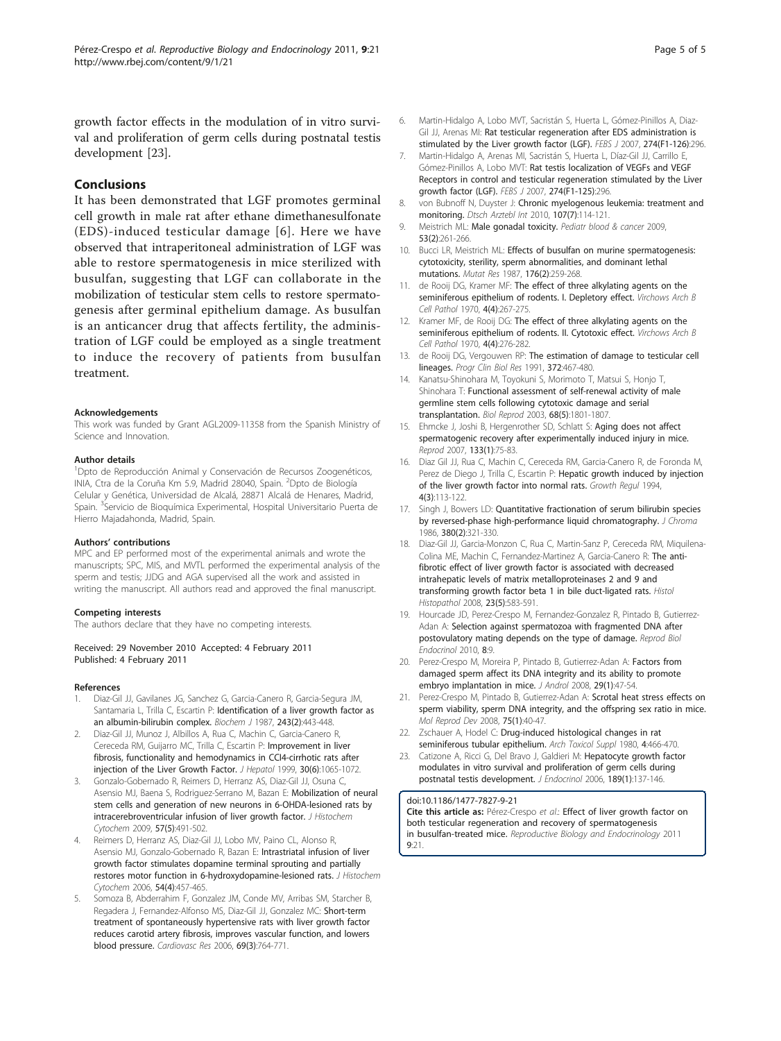growth factor effects in the modulation of in vitro survival and proliferation of germ cells during postnatal testis development [23].

## Conclusions

It has been demonstrated that LGF promotes germinal cell growth in male rat after ethane dimethanesulfonate (EDS)-induced testicular damage [6]. Here we have observed that intraperitoneal administration of LGF was able to restore spermatogenesis in mice sterilized with busulfan, suggesting that LGF can collaborate in the mobilization of testicular stem cells to restore spermatogenesis after germinal epithelium damage. As busulfan is an anticancer drug that affects fertility, the administration of LGF could be employed as a single treatment to induce the recovery of patients from busulfan treatment.

#### Acknowledgements

This work was funded by Grant AGL2009-11358 from the Spanish Ministry of Science and Innovation.

#### Author details

[1]Dpto de Reproducción Animal y Conservación de Recursos Zoogenéticos, INIA, Ctra de la Coruña Km 5.9, Madrid 28040, Spain. [2]Dpto de Biología Celular y Genética, Universidad de Alcalá, 28871 Alcalá de Henares, Madrid, Spain. [3]Servicio de Bioquímica Experimental, Hospital Universitario Puerta de Hierro Majadahonda, Madrid, Spain.

#### Authors' contributions

MPC and EP performed most of the experimental animals and wrote the manuscripts; SPC, MIS, and MVTL performed the experimental analysis of the sperm and testis; JJDG and AGA supervised all the work and assisted in writing the manuscript. All authors read and approved the final manuscript.

#### Competing interests

The authors declare that they have no competing interests.

Received: 29 November 2010 Accepted: 4 February 2011
Published: 4 February 2011

#### References

1. Diaz-Gil JJ, Gavilanes JG, Sanchez G, Garcia-Canero R, Garcia-Segura JM, Santamaria L, Trilla C, Escartin P: **Identification of a liver growth factor as an albumin-bilirubin complex.** *Biochem J* 1987, **243(2)**:443-448.
2. Diaz-Gil JJ, Munoz J, Albillos A, Rua C, Machin C, Garcia-Canero R, Cereceda RM, Guijarro MC, Trilla C, Escartin P: **Improvement in liver fibrosis, functionality and hemodynamics in CCl4-cirrhotic rats after injection of the Liver Growth Factor.** *J Hepatol* 1999, **30(6)**:1065-1072.
3. Gonzalo-Gobernado R, Reimers D, Herranz AS, Diaz-Gil JJ, Osuna C, Asensio MJ, Baena S, Rodriguez-Serrano M, Bazan E: **Mobilization of neural stem cells and generation of new neurons in 6-OHDA-lesioned rats by intracerebroventricular infusion of liver growth factor.** *J Histochem Cytochem* 2009, **57(5)**:491-502.
4. Reimers D, Herranz AS, Diaz-Gil JJ, Lobo MV, Paino CL, Alonso R, Asensio MJ, Gonzalo-Gobernado R, Bazan E: **Intrastriatal infusion of liver growth factor stimulates dopamine terminal sprouting and partially restores motor function in 6-hydroxydopamine-lesioned rats.** *J Histochem Cytochem* 2006, **54(4)**:457-465.
5. Somoza B, Abderrahim F, Gonzalez JM, Conde MV, Arribas SM, Starcher B, Regadera J, Fernandez-Alfonso MS, Diaz-Gil JJ, Gonzalez MC: **Short-term treatment of spontaneously hypertensive rats with liver growth factor reduces carotid artery fibrosis, improves vascular function, and lowers blood pressure.** *Cardiovasc Res* 2006, **69(3)**:764-771.
6. Martin-Hidalgo A, Lobo MVT, Sacristán S, Huerta L, Gómez-Pinillos A, Diaz-Gil JJ, Arenas MI: **Rat testicular regeneration after EDS administration is stimulated by the Liver growth factor (LGF).** *FEBS J* 2007, **274(F1-126)**:296.
7. Martin-Hidalgo A, Arenas MI, Sacristán S, Huerta L, Díaz-Gil JJ, Carrillo E, Gómez-Pinillos A, Lobo MVT: **Rat testis localization of VEGFs and VEGF Receptors in control and testicular regeneration stimulated by the Liver growth factor (LGF).** *FEBS J* 2007, **274(F1-125)**:296.
8. von Bubnoff N, Duyster J: **Chronic myelogenous leukemia: treatment and monitoring.** *Dtsch Arztebl Int* 2010, **107(7)**:114-121.
9. Meistrich ML: **Male gonadal toxicity.** *Pediatr blood & cancer* 2009, **53(2)**:261-266.
10. Bucci LR, Meistrich ML: **Effects of busulfan on murine spermatogenesis: cytotoxicity, sterility, sperm abnormalities, and dominant lethal mutations.** *Mutat Res* 1987, **176(2)**:259-268.
11. de Rooij DG, Kramer MF: **The effect of three alkylating agents on the seminiferous epithelium of rodents. I. Depletory effect.** *Virchows Arch B Cell Pathol* 1970, **4(4)**:267-275.
12. Kramer MF, de Rooij DG: **The effect of three alkylating agents on the seminiferous epithelium of rodents. II. Cytotoxic effect.** *Virchows Arch B Cell Pathol* 1970, **4(4)**:276-282.
13. de Rooij DG, Vergouwen RP: **The estimation of damage to testicular cell lineages.** *Progr Clin Biol Res* 1991, **372**:467-480.
14. Kanatsu-Shinohara M, Toyokuni S, Morimoto T, Matsui S, Honjo T, Shinohara T: **Functional assessment of self-renewal activity of male germline stem cells following cytotoxic damage and serial transplantation.** *Biol Reprod* 2003, **68(5)**:1801-1807.
15. Ehmcke J, Joshi B, Hergenrother SD, Schlatt S: **Aging does not affect spermatogenic recovery after experimentally induced injury in mice.** *Reprod* 2007, **133(1)**:75-83.
16. Diaz Gil JJ, Rua C, Machin C, Cereceda RM, Garcia-Canero R, de Foronda M, Perez de Diego J, Trilla C, Escartin P: **Hepatic growth induced by injection of the liver growth factor into normal rats.** *Growth Regul* 1994, **4(3)**:113-122.
17. Singh J, Bowers LD: **Quantitative fractionation of serum bilirubin species by reversed-phase high-performance liquid chromatography.** *J Chroma* 1986, **380(2)**:321-330.
18. Diaz-Gil JJ, Garcia-Monzon C, Rua C, Martin-Sanz P, Cereceda RM, Miquilena-Colina ME, Machin C, Fernandez-Martinez A, Garcia-Canero R: **The anti-fibrotic effect of liver growth factor is associated with decreased intrahepatic levels of matrix metalloproteinases 2 and 9 and transforming growth factor beta 1 in bile duct-ligated rats.** *Histol Histopathol* 2008, **23(5)**:583-591.
19. Hourcade JD, Perez-Crespo M, Fernandez-Gonzalez R, Pintado B, Gutierrez-Adan A: **Selection against spermatozoa with fragmented DNA after postovulatory mating depends on the type of damage.** *Reprod Biol Endocrinol* 2010, **8**:9.
20. Perez-Crespo M, Moreira P, Pintado B, Gutierrez-Adan A: **Factors from damaged sperm affect its DNA integrity and its ability to promote embryo implantation in mice.** *J Androl* 2008, **29(1)**:47-54.
21. Perez-Crespo M, Pintado B, Gutierrez-Adan A: **Scrotal heat stress effects on sperm viability, sperm DNA integrity, and the offspring sex ratio in mice.** *Mol Reprod Dev* 2008, **75(1)**:40-47.
22. Zschauer A, Hodel C: **Drug-induced histological changes in rat seminiferous tubular epithelium.** *Arch Toxicol Suppl* 1980, **4**:466-470.
23. Catizone A, Ricci G, Del Bravo J, Galdieri M: **Hepatocyte growth factor modulates in vitro survival and proliferation of germ cells during postnatal testis development.** *J Endocrinol* 2006, **189(1)**:137-146.

doi:10.1186/1477-7827-9-21
**Cite this article as:** Pérez-Crespo *et al.*: Effect of liver growth factor on both testicular regeneration and recovery of spermatogenesis in busulfan-treated mice. *Reproductive Biology and Endocrinology* 2011 **9**:21.